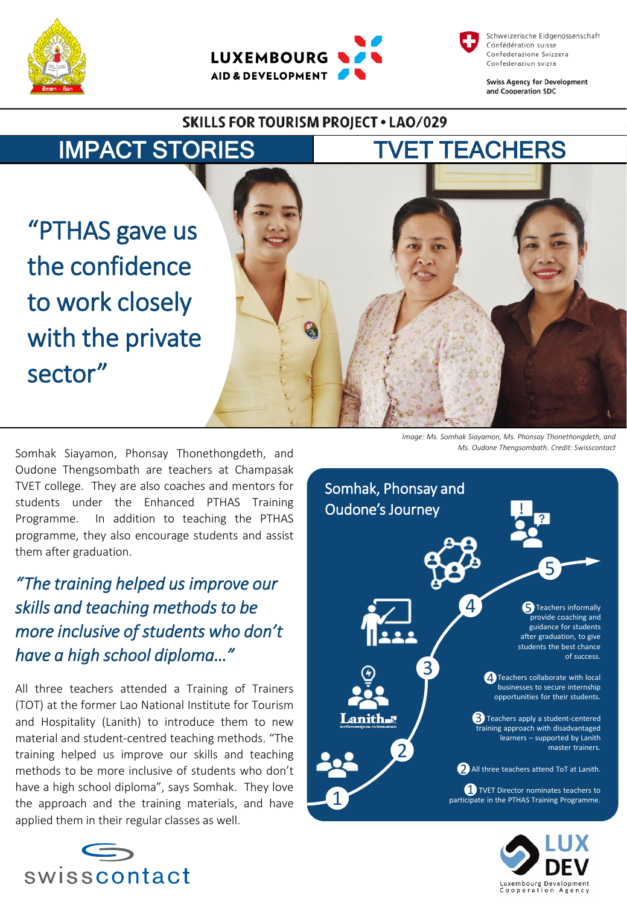**SKILLS FOR TOURISM PROJECT • LAO/029**

# IMPACT STORIES | TVET TEACHERS

## "PTHAS gave us the confidence to work closely with the private sector"

*Image: Ms. Somhak Siayamon, Ms. Phonsay Thonethongdeth, and Ms. Oudone Thengsombath. Credit: Swisscontact*

Somhak Siayamon, Phonsay Thonethongdeth, and Oudone Thengsombath are teachers at Champasak TVET college. They are also coaches and mentors for students under the Enhanced PTHAS Training Programme. In addition to teaching the PTHAS programme, they also encourage students and assist them after graduation.

*"The training helped us improve our skills and teaching methods to be more inclusive of students who don't have a high school diploma..."*

All three teachers attended a Training of Trainers (TOT) at the former Lao National Institute for Tourism and Hospitality (Lanith) to introduce them to new material and student-centred teaching methods. "The training helped us improve our skills and teaching methods to be more inclusive of students who don't have a high school diploma", says Somhak. They love the approach and the training materials, and have applied them in their regular classes as well.

### Somhak, Phonsay and Oudone's Journey

1. TVET Director nominates teachers to participate in the PTHAS Training Programme.
2. All three teachers attend ToT at Lanith.
3. Teachers apply a student-centered training approach with disadvantaged learners – supported by Lanith master trainers.
4. Teachers collaborate with local businesses to secure internship opportunities for their students.
5. Teachers informally provide coaching and guidance for students after graduation, to give students the best chance of success.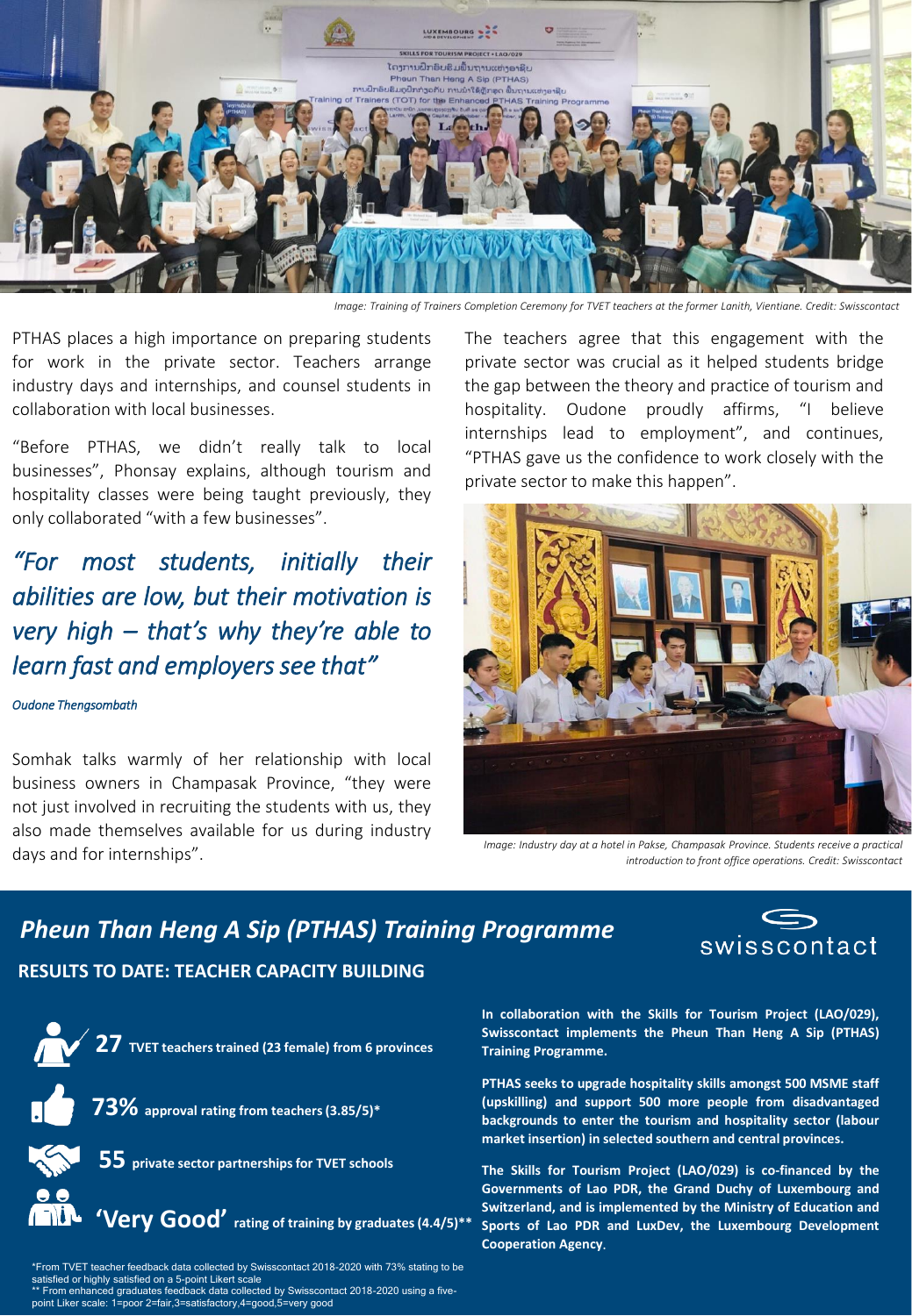*Image: Training of Trainers Completion Ceremony for TVET teachers at the former Lanith, Vientiane. Credit: Swisscontact*

PTHAS places a high importance on preparing students for work in the private sector. Teachers arrange industry days and internships, and counsel students in collaboration with local businesses.

"Before PTHAS, we didn't really talk to local businesses", Phonsay explains, although tourism and hospitality classes were being taught previously, they only collaborated "with a few businesses".

> *"For most students, initially their abilities are low, but their motivation is very high – that's why they're able to learn fast and employers see that"*
>
> *Oudone Thengsombath*

Somhak talks warmly of her relationship with local business owners in Champasak Province, "they were not just involved in recruiting the students with us, they also made themselves available for us during industry days and for internships".

The teachers agree that this engagement with the private sector was crucial as it helped students bridge the gap between the theory and practice of tourism and hospitality. Oudone proudly affirms, "I believe internships lead to employment", and continues, "PTHAS gave us the confidence to work closely with the private sector to make this happen".

*Image: Industry day at a hotel in Pakse, Champasak Province. Students receive a practical introduction to front office operations. Credit: Swisscontact*

## *Pheun Than Heng A Sip (PTHAS) Training Programme*

swisscontact

### RESULTS TO DATE: TEACHER CAPACITY BUILDING

- **27** **TVET teachers trained (23 female) from 6 provinces**
- **73%** **approval rating from teachers (3.85/5)***
- **55** **private sector partnerships for TVET schools**
- **'Very Good'** **rating of training by graduates (4.4/5)****

**In collaboration with the Skills for Tourism Project (LAO/029), Swisscontact implements the Pheun Than Heng A Sip (PTHAS) Training Programme.**

**PTHAS seeks to upgrade hospitality skills amongst 500 MSME staff (upskilling) and support 500 more people from disadvantaged backgrounds to enter the tourism and hospitality sector (labour market insertion) in selected southern and central provinces.**

**The Skills for Tourism Project (LAO/029) is co-financed by the Governments of Lao PDR, the Grand Duchy of Luxembourg and Switzerland, and is implemented by the Ministry of Education and Sports of Lao PDR and LuxDev, the Luxembourg Development Cooperation Agency.**

*From TVET teacher feedback data collected by Swisscontact 2018-2020 with 73% stating to be satisfied or highly satisfied on a 5-point Likert scale
** From enhanced graduates feedback data collected by Swisscontact 2018-2020 using a five-point Liker scale: 1=poor 2=fair,3=satisfactory,4=good,5=very good